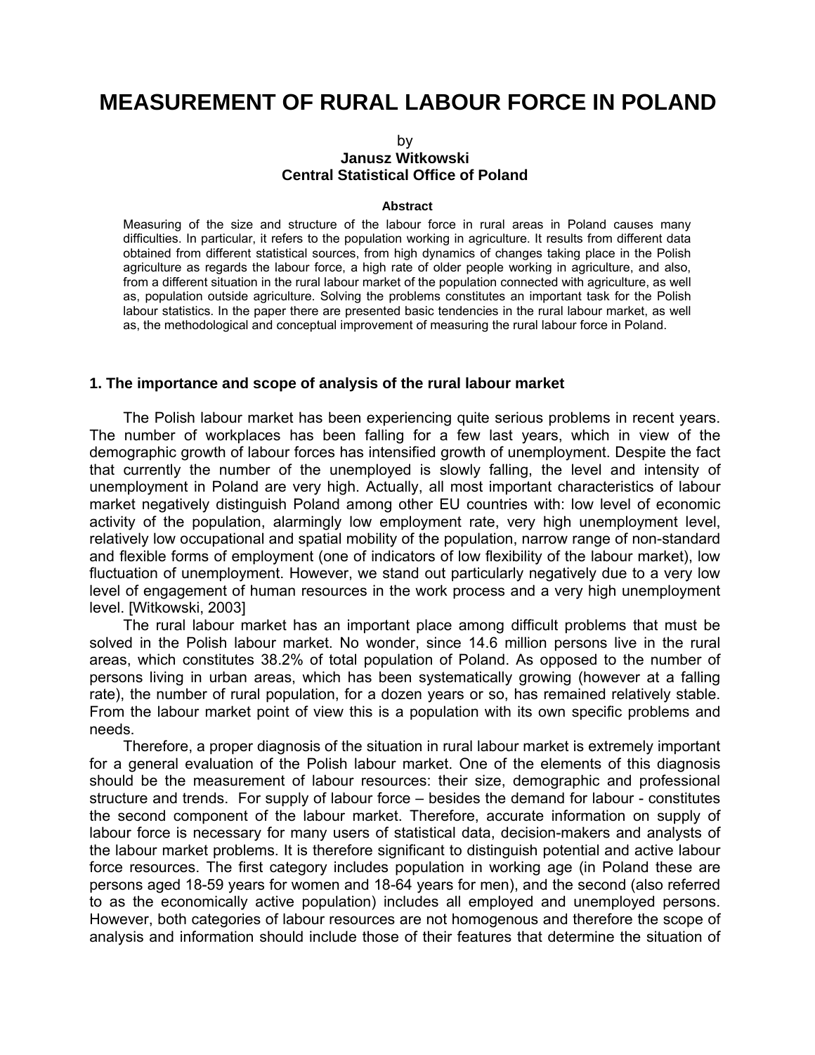# MEASUREMENT OF RURAL LABOUR FORCE IN POLAND

by

**Janusz Witkowski**
**Central Statistical Office of Poland**

**Abstract**

Measuring of the size and structure of the labour force in rural areas in Poland causes many difficulties. In particular, it refers to the population working in agriculture. It results from different data obtained from different statistical sources, from high dynamics of changes taking place in the Polish agriculture as regards the labour force, a high rate of older people working in agriculture, and also, from a different situation in the rural labour market of the population connected with agriculture, as well as, population outside agriculture. Solving the problems constitutes an important task for the Polish labour statistics. In the paper there are presented basic tendencies in the rural labour market, as well as, the methodological and conceptual improvement of measuring the rural labour force in Poland.

### 1. The importance and scope of analysis of the rural labour market

The Polish labour market has been experiencing quite serious problems in recent years. The number of workplaces has been falling for a few last years, which in view of the demographic growth of labour forces has intensified growth of unemployment. Despite the fact that currently the number of the unemployed is slowly falling, the level and intensity of unemployment in Poland are very high. Actually, all most important characteristics of labour market negatively distinguish Poland among other EU countries with: low level of economic activity of the population, alarmingly low employment rate, very high unemployment level, relatively low occupational and spatial mobility of the population, narrow range of non-standard and flexible forms of employment (one of indicators of low flexibility of the labour market), low fluctuation of unemployment. However, we stand out particularly negatively due to a very low level of engagement of human resources in the work process and a very high unemployment level. [Witkowski, 2003]

The rural labour market has an important place among difficult problems that must be solved in the Polish labour market. No wonder, since 14.6 million persons live in the rural areas, which constitutes 38.2% of total population of Poland. As opposed to the number of persons living in urban areas, which has been systematically growing (however at a falling rate), the number of rural population, for a dozen years or so, has remained relatively stable. From the labour market point of view this is a population with its own specific problems and needs.

Therefore, a proper diagnosis of the situation in rural labour market is extremely important for a general evaluation of the Polish labour market. One of the elements of this diagnosis should be the measurement of labour resources: their size, demographic and professional structure and trends. For supply of labour force – besides the demand for labour - constitutes the second component of the labour market. Therefore, accurate information on supply of labour force is necessary for many users of statistical data, decision-makers and analysts of the labour market problems. It is therefore significant to distinguish potential and active labour force resources. The first category includes population in working age (in Poland these are persons aged 18-59 years for women and 18-64 years for men), and the second (also referred to as the economically active population) includes all employed and unemployed persons. However, both categories of labour resources are not homogenous and therefore the scope of analysis and information should include those of their features that determine the situation of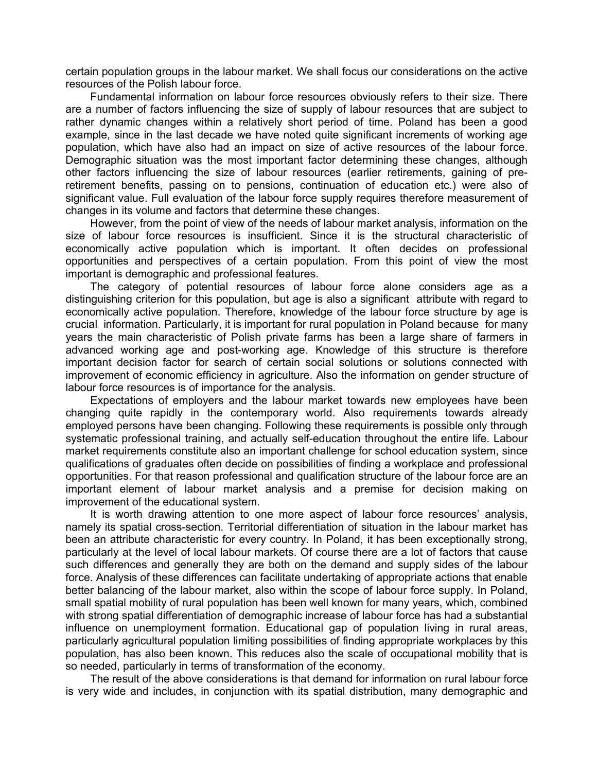certain population groups in the labour market. We shall focus our considerations on the active resources of the Polish labour force.

Fundamental information on labour force resources obviously refers to their size. There are a number of factors influencing the size of supply of labour resources that are subject to rather dynamic changes within a relatively short period of time. Poland has been a good example, since in the last decade we have noted quite significant increments of working age population, which have also had an impact on size of active resources of the labour force. Demographic situation was the most important factor determining these changes, although other factors influencing the size of labour resources (earlier retirements, gaining of pre-retirement benefits, passing on to pensions, continuation of education etc.) were also of significant value. Full evaluation of the labour force supply requires therefore measurement of changes in its volume and factors that determine these changes.

However, from the point of view of the needs of labour market analysis, information on the size of labour force resources is insufficient. Since it is the structural characteristic of economically active population which is important. It often decides on professional opportunities and perspectives of a certain population. From this point of view the most important is demographic and professional features.

The category of potential resources of labour force alone considers age as a distinguishing criterion for this population, but age is also a significant attribute with regard to economically active population. Therefore, knowledge of the labour force structure by age is crucial information. Particularly, it is important for rural population in Poland because for many years the main characteristic of Polish private farms has been a large share of farmers in advanced working age and post-working age. Knowledge of this structure is therefore important decision factor for search of certain social solutions or solutions connected with improvement of economic efficiency in agriculture. Also the information on gender structure of labour force resources is of importance for the analysis.

Expectations of employers and the labour market towards new employees have been changing quite rapidly in the contemporary world. Also requirements towards already employed persons have been changing. Following these requirements is possible only through systematic professional training, and actually self-education throughout the entire life. Labour market requirements constitute also an important challenge for school education system, since qualifications of graduates often decide on possibilities of finding a workplace and professional opportunities. For that reason professional and qualification structure of the labour force are an important element of labour market analysis and a premise for decision making on improvement of the educational system.

It is worth drawing attention to one more aspect of labour force resources' analysis, namely its spatial cross-section. Territorial differentiation of situation in the labour market has been an attribute characteristic for every country. In Poland, it has been exceptionally strong, particularly at the level of local labour markets. Of course there are a lot of factors that cause such differences and generally they are both on the demand and supply sides of the labour force. Analysis of these differences can facilitate undertaking of appropriate actions that enable better balancing of the labour market, also within the scope of labour force supply. In Poland, small spatial mobility of rural population has been well known for many years, which, combined with strong spatial differentiation of demographic increase of labour force has had a substantial influence on unemployment formation. Educational gap of population living in rural areas, particularly agricultural population limiting possibilities of finding appropriate workplaces by this population, has also been known. This reduces also the scale of occupational mobility that is so needed, particularly in terms of transformation of the economy.

The result of the above considerations is that demand for information on rural labour force is very wide and includes, in conjunction with its spatial distribution, many demographic and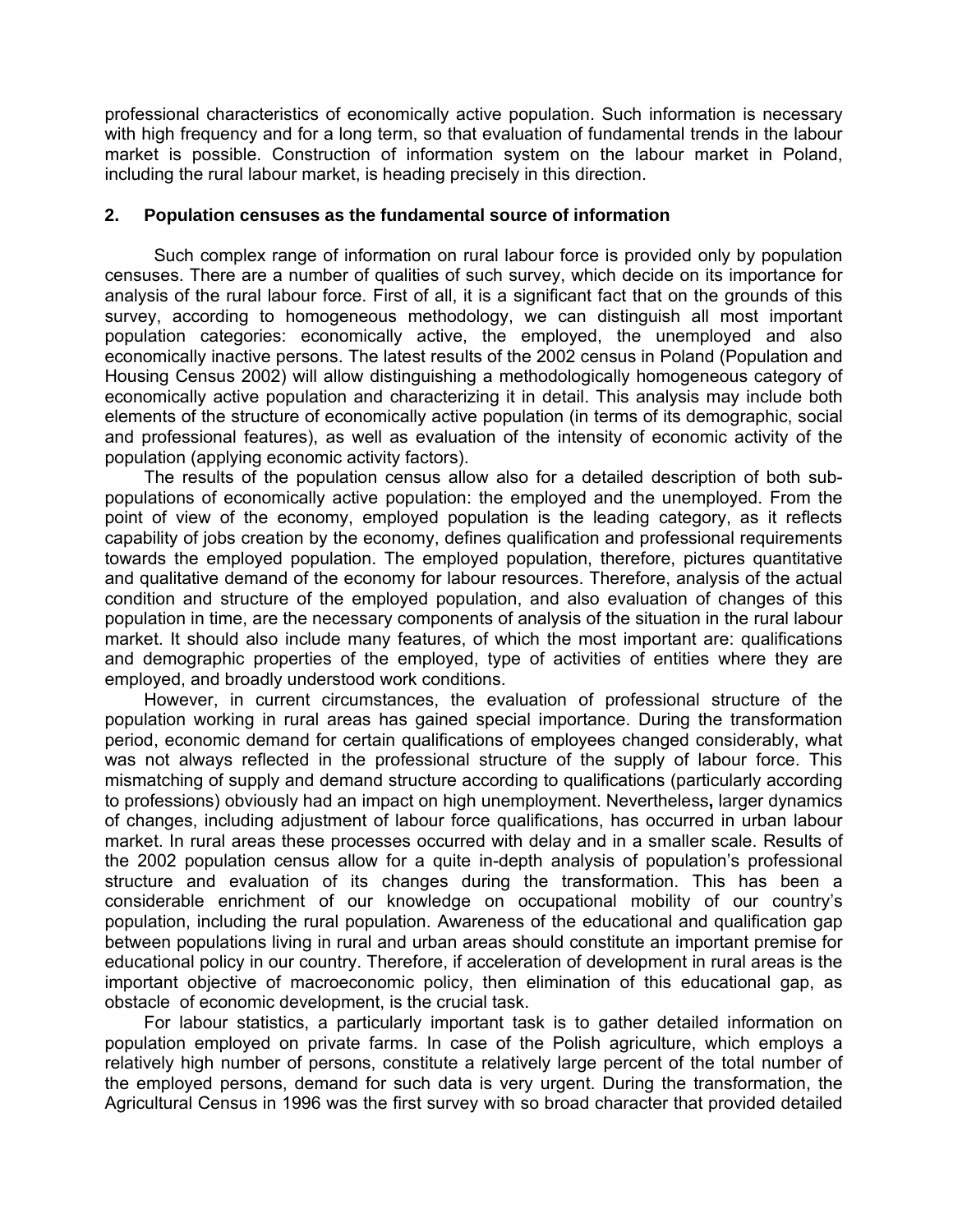professional characteristics of economically active population. Such information is necessary with high frequency and for a long term, so that evaluation of fundamental trends in the labour market is possible. Construction of information system on the labour market in Poland, including the rural labour market, is heading precisely in this direction.

## 2. Population censuses as the fundamental source of information

Such complex range of information on rural labour force is provided only by population censuses. There are a number of qualities of such survey, which decide on its importance for analysis of the rural labour force. First of all, it is a significant fact that on the grounds of this survey, according to homogeneous methodology, we can distinguish all most important population categories: economically active, the employed, the unemployed and also economically inactive persons. The latest results of the 2002 census in Poland (Population and Housing Census 2002) will allow distinguishing a methodologically homogeneous category of economically active population and characterizing it in detail. This analysis may include both elements of the structure of economically active population (in terms of its demographic, social and professional features), as well as evaluation of the intensity of economic activity of the population (applying economic activity factors).

The results of the population census allow also for a detailed description of both sub-populations of economically active population: the employed and the unemployed. From the point of view of the economy, employed population is the leading category, as it reflects capability of jobs creation by the economy, defines qualification and professional requirements towards the employed population. The employed population, therefore, pictures quantitative and qualitative demand of the economy for labour resources. Therefore, analysis of the actual condition and structure of the employed population, and also evaluation of changes of this population in time, are the necessary components of analysis of the situation in the rural labour market. It should also include many features, of which the most important are: qualifications and demographic properties of the employed, type of activities of entities where they are employed, and broadly understood work conditions.

However, in current circumstances, the evaluation of professional structure of the population working in rural areas has gained special importance. During the transformation period, economic demand for certain qualifications of employees changed considerably, what was not always reflected in the professional structure of the supply of labour force. This mismatching of supply and demand structure according to qualifications (particularly according to professions) obviously had an impact on high unemployment. Nevertheless**,** larger dynamics of changes, including adjustment of labour force qualifications, has occurred in urban labour market. In rural areas these processes occurred with delay and in a smaller scale. Results of the 2002 population census allow for a quite in-depth analysis of population's professional structure and evaluation of its changes during the transformation. This has been a considerable enrichment of our knowledge on occupational mobility of our country's population, including the rural population. Awareness of the educational and qualification gap between populations living in rural and urban areas should constitute an important premise for educational policy in our country. Therefore, if acceleration of development in rural areas is the important objective of macroeconomic policy, then elimination of this educational gap, as obstacle of economic development, is the crucial task.

For labour statistics, a particularly important task is to gather detailed information on population employed on private farms. In case of the Polish agriculture, which employs a relatively high number of persons, constitute a relatively large percent of the total number of the employed persons, demand for such data is very urgent. During the transformation, the Agricultural Census in 1996 was the first survey with so broad character that provided detailed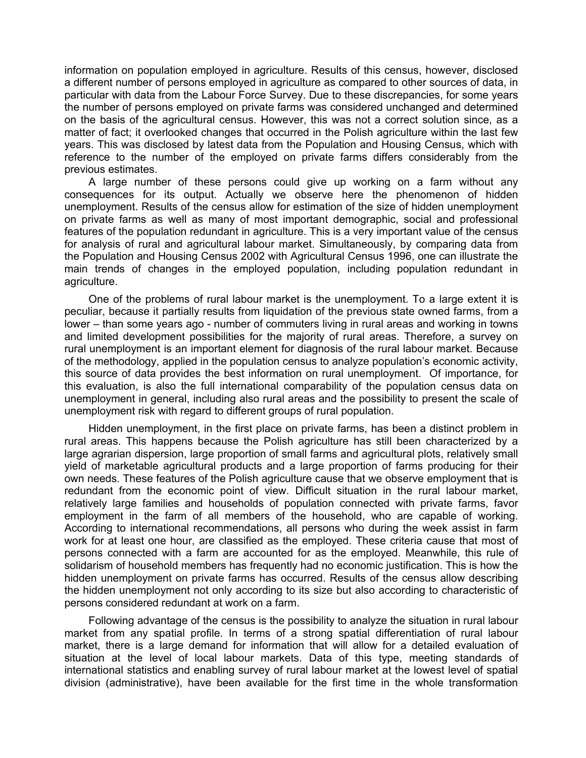information on population employed in agriculture. Results of this census, however, disclosed a different number of persons employed in agriculture as compared to other sources of data, in particular with data from the Labour Force Survey. Due to these discrepancies, for some years the number of persons employed on private farms was considered unchanged and determined on the basis of the agricultural census. However, this was not a correct solution since, as a matter of fact; it overlooked changes that occurred in the Polish agriculture within the last few years. This was disclosed by latest data from the Population and Housing Census, which with reference to the number of the employed on private farms differs considerably from the previous estimates.

A large number of these persons could give up working on a farm without any consequences for its output. Actually we observe here the phenomenon of hidden unemployment. Results of the census allow for estimation of the size of hidden unemployment on private farms as well as many of most important demographic, social and professional features of the population redundant in agriculture. This is a very important value of the census for analysis of rural and agricultural labour market. Simultaneously, by comparing data from the Population and Housing Census 2002 with Agricultural Census 1996, one can illustrate the main trends of changes in the employed population, including population redundant in agriculture.

One of the problems of rural labour market is the unemployment. To a large extent it is peculiar, because it partially results from liquidation of the previous state owned farms, from a lower – than some years ago - number of commuters living in rural areas and working in towns and limited development possibilities for the majority of rural areas. Therefore, a survey on rural unemployment is an important element for diagnosis of the rural labour market. Because of the methodology, applied in the population census to analyze population's economic activity, this source of data provides the best information on rural unemployment. Of importance, for this evaluation, is also the full international comparability of the population census data on unemployment in general, including also rural areas and the possibility to present the scale of unemployment risk with regard to different groups of rural population.

Hidden unemployment, in the first place on private farms, has been a distinct problem in rural areas. This happens because the Polish agriculture has still been characterized by a large agrarian dispersion, large proportion of small farms and agricultural plots, relatively small yield of marketable agricultural products and a large proportion of farms producing for their own needs. These features of the Polish agriculture cause that we observe employment that is redundant from the economic point of view. Difficult situation in the rural labour market, relatively large families and households of population connected with private farms, favor employment in the farm of all members of the household, who are capable of working. According to international recommendations, all persons who during the week assist in farm work for at least one hour, are classified as the employed. These criteria cause that most of persons connected with a farm are accounted for as the employed. Meanwhile, this rule of solidarism of household members has frequently had no economic justification. This is how the hidden unemployment on private farms has occurred. Results of the census allow describing the hidden unemployment not only according to its size but also according to characteristic of persons considered redundant at work on a farm.

Following advantage of the census is the possibility to analyze the situation in rural labour market from any spatial profile. In terms of a strong spatial differentiation of rural labour market, there is a large demand for information that will allow for a detailed evaluation of situation at the level of local labour markets. Data of this type, meeting standards of international statistics and enabling survey of rural labour market at the lowest level of spatial division (administrative), have been available for the first time in the whole transformation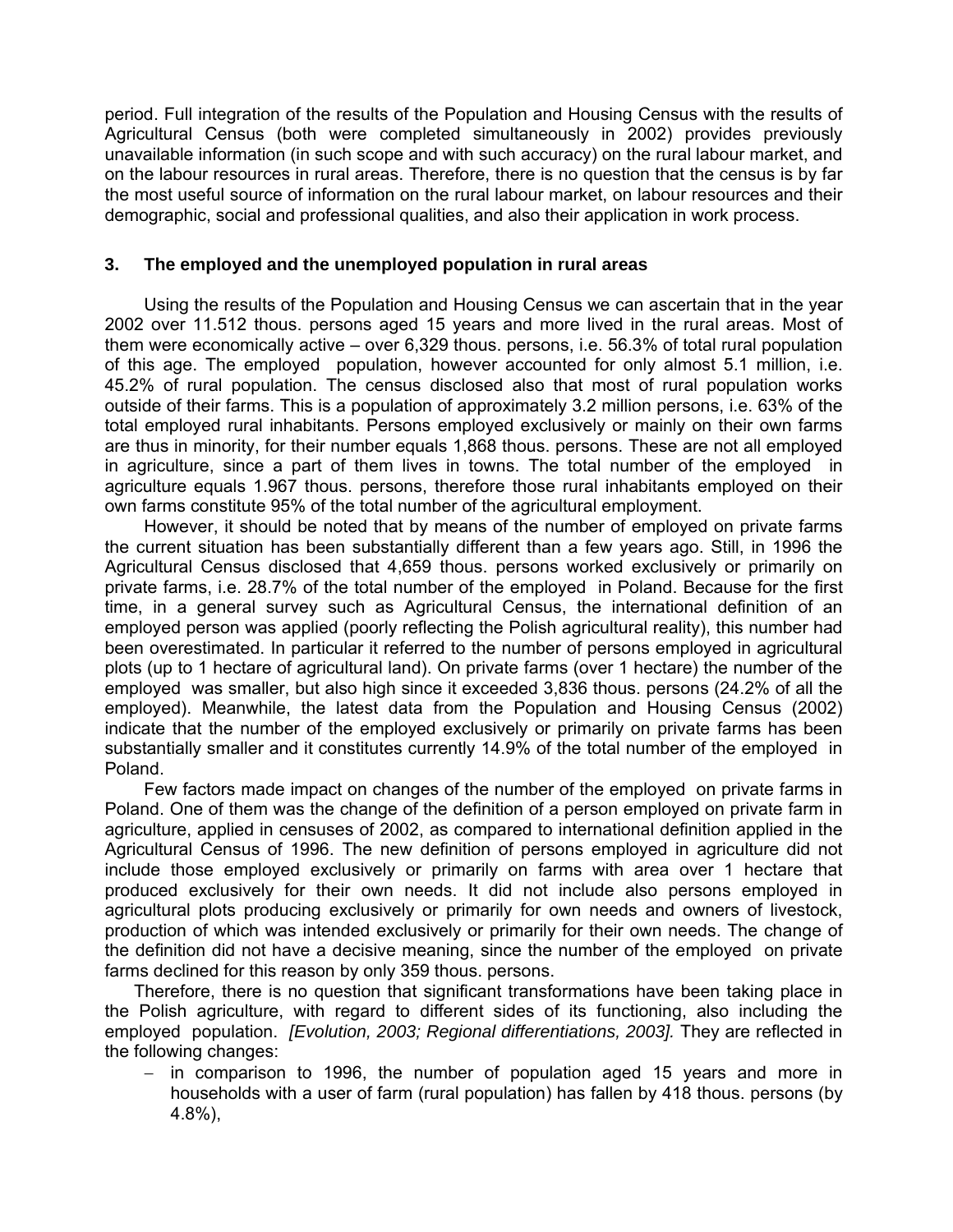period. Full integration of the results of the Population and Housing Census with the results of Agricultural Census (both were completed simultaneously in 2002) provides previously unavailable information (in such scope and with such accuracy) on the rural labour market, and on the labour resources in rural areas. Therefore, there is no question that the census is by far the most useful source of information on the rural labour market, on labour resources and their demographic, social and professional qualities, and also their application in work process.

## 3. The employed and the unemployed population in rural areas

Using the results of the Population and Housing Census we can ascertain that in the year 2002 over 11.512 thous. persons aged 15 years and more lived in the rural areas. Most of them were economically active – over 6,329 thous. persons, i.e. 56.3% of total rural population of this age. The employed population, however accounted for only almost 5.1 million, i.e. 45.2% of rural population. The census disclosed also that most of rural population works outside of their farms. This is a population of approximately 3.2 million persons, i.e. 63% of the total employed rural inhabitants. Persons employed exclusively or mainly on their own farms are thus in minority, for their number equals 1,868 thous. persons. These are not all employed in agriculture, since a part of them lives in towns. The total number of the employed in agriculture equals 1.967 thous. persons, therefore those rural inhabitants employed on their own farms constitute 95% of the total number of the agricultural employment.

However, it should be noted that by means of the number of employed on private farms the current situation has been substantially different than a few years ago. Still, in 1996 the Agricultural Census disclosed that 4,659 thous. persons worked exclusively or primarily on private farms, i.e. 28.7% of the total number of the employed in Poland. Because for the first time, in a general survey such as Agricultural Census, the international definition of an employed person was applied (poorly reflecting the Polish agricultural reality), this number had been overestimated. In particular it referred to the number of persons employed in agricultural plots (up to 1 hectare of agricultural land). On private farms (over 1 hectare) the number of the employed was smaller, but also high since it exceeded 3,836 thous. persons (24.2% of all the employed). Meanwhile, the latest data from the Population and Housing Census (2002) indicate that the number of the employed exclusively or primarily on private farms has been substantially smaller and it constitutes currently 14.9% of the total number of the employed in Poland.

Few factors made impact on changes of the number of the employed on private farms in Poland. One of them was the change of the definition of a person employed on private farm in agriculture, applied in censuses of 2002, as compared to international definition applied in the Agricultural Census of 1996. The new definition of persons employed in agriculture did not include those employed exclusively or primarily on farms with area over 1 hectare that produced exclusively for their own needs. It did not include also persons employed in agricultural plots producing exclusively or primarily for own needs and owners of livestock, production of which was intended exclusively or primarily for their own needs. The change of the definition did not have a decisive meaning, since the number of the employed on private farms declined for this reason by only 359 thous. persons.

Therefore, there is no question that significant transformations have been taking place in the Polish agriculture, with regard to different sides of its functioning, also including the employed population. *[Evolution, 2003; Regional differentiations, 2003].* They are reflected in the following changes:

- in comparison to 1996, the number of population aged 15 years and more in households with a user of farm (rural population) has fallen by 418 thous. persons (by 4.8%),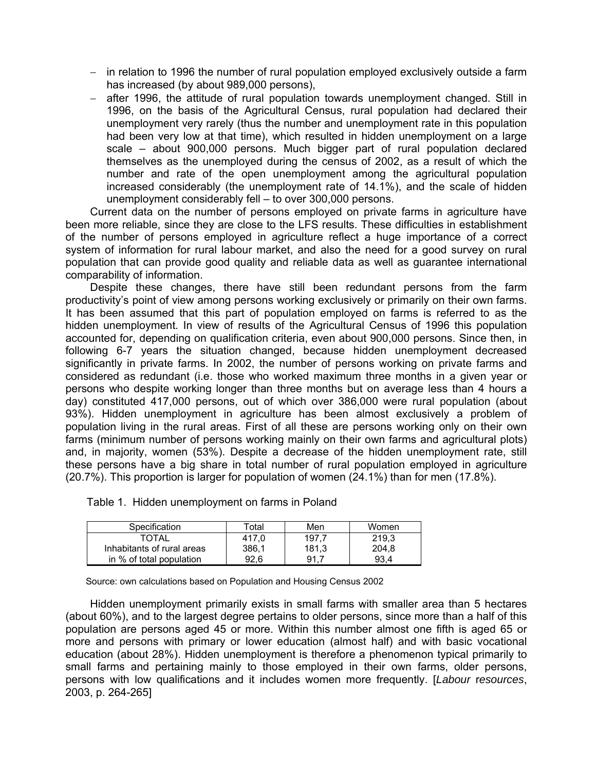- in relation to 1996 the number of rural population employed exclusively outside a farm has increased (by about 989,000 persons),
- after 1996, the attitude of rural population towards unemployment changed. Still in 1996, on the basis of the Agricultural Census, rural population had declared their unemployment very rarely (thus the number and unemployment rate in this population had been very low at that time), which resulted in hidden unemployment on a large scale – about 900,000 persons. Much bigger part of rural population declared themselves as the unemployed during the census of 2002, as a result of which the number and rate of the open unemployment among the agricultural population increased considerably (the unemployment rate of 14.1%), and the scale of hidden unemployment considerably fell – to over 300,000 persons.

Current data on the number of persons employed on private farms in agriculture have been more reliable, since they are close to the LFS results. These difficulties in establishment of the number of persons employed in agriculture reflect a huge importance of a correct system of information for rural labour market, and also the need for a good survey on rural population that can provide good quality and reliable data as well as guarantee international comparability of information.

Despite these changes, there have still been redundant persons from the farm productivity's point of view among persons working exclusively or primarily on their own farms. It has been assumed that this part of population employed on farms is referred to as the hidden unemployment. In view of results of the Agricultural Census of 1996 this population accounted for, depending on qualification criteria, even about 900,000 persons. Since then, in following 6-7 years the situation changed, because hidden unemployment decreased significantly in private farms. In 2002, the number of persons working on private farms and considered as redundant (i.e. those who worked maximum three months in a given year or persons who despite working longer than three months but on average less than 4 hours a day) constituted 417,000 persons, out of which over 386,000 were rural population (about 93%). Hidden unemployment in agriculture has been almost exclusively a problem of population living in the rural areas. First of all these are persons working only on their own farms (minimum number of persons working mainly on their own farms and agricultural plots) and, in majority, women (53%). Despite a decrease of the hidden unemployment rate, still these persons have a big share in total number of rural population employed in agriculture (20.7%). This proportion is larger for population of women (24.1%) than for men (17.8%).

Table 1. Hidden unemployment on farms in Poland

| Specification | Total | Men | Women |
|---|---|---|---|
| TOTAL | 417,0 | 197,7 | 219,3 |
| Inhabitants of rural areas | 386,1 | 181,3 | 204,8 |
| in % of total population | 92,6 | 91,7 | 93,4 |

Source: own calculations based on Population and Housing Census 2002

Hidden unemployment primarily exists in small farms with smaller area than 5 hectares (about 60%), and to the largest degree pertains to older persons, since more than a half of this population are persons aged 45 or more. Within this number almost one fifth is aged 65 or more and persons with primary or lower education (almost half) and with basic vocational education (about 28%). Hidden unemployment is therefore a phenomenon typical primarily to small farms and pertaining mainly to those employed in their own farms, older persons, persons with low qualifications and it includes women more frequently. [*Labour resources*, 2003, p. 264-265]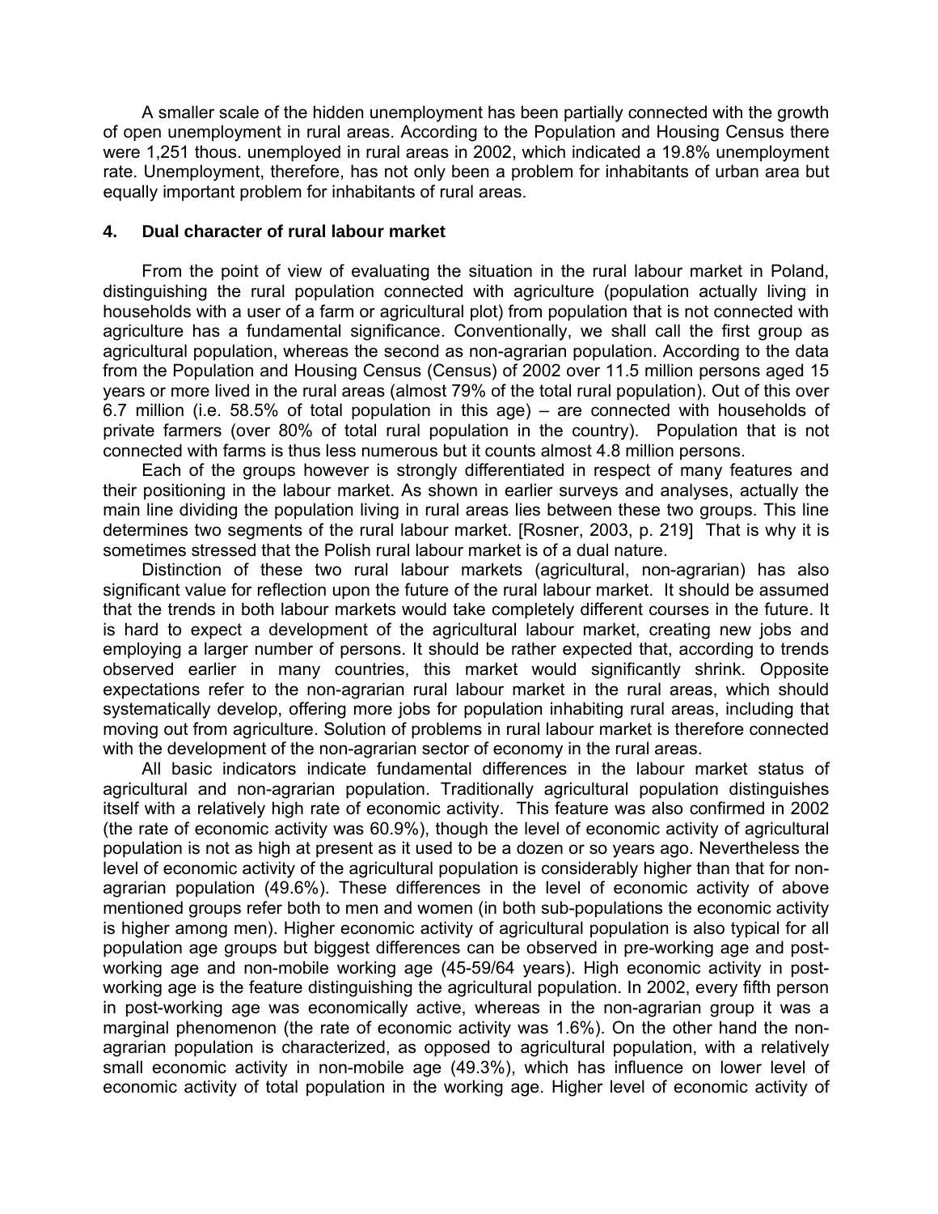A smaller scale of the hidden unemployment has been partially connected with the growth of open unemployment in rural areas. According to the Population and Housing Census there were 1,251 thous. unemployed in rural areas in 2002, which indicated a 19.8% unemployment rate. Unemployment, therefore, has not only been a problem for inhabitants of urban area but equally important problem for inhabitants of rural areas.

## 4. Dual character of rural labour market

From the point of view of evaluating the situation in the rural labour market in Poland, distinguishing the rural population connected with agriculture (population actually living in households with a user of a farm or agricultural plot) from population that is not connected with agriculture has a fundamental significance. Conventionally, we shall call the first group as agricultural population, whereas the second as non-agrarian population. According to the data from the Population and Housing Census (Census) of 2002 over 11.5 million persons aged 15 years or more lived in the rural areas (almost 79% of the total rural population). Out of this over 6.7 million (i.e. 58.5% of total population in this age) – are connected with households of private farmers (over 80% of total rural population in the country). Population that is not connected with farms is thus less numerous but it counts almost 4.8 million persons.

Each of the groups however is strongly differentiated in respect of many features and their positioning in the labour market. As shown in earlier surveys and analyses, actually the main line dividing the population living in rural areas lies between these two groups. This line determines two segments of the rural labour market. [Rosner, 2003, p. 219] That is why it is sometimes stressed that the Polish rural labour market is of a dual nature.

Distinction of these two rural labour markets (agricultural, non-agrarian) has also significant value for reflection upon the future of the rural labour market. It should be assumed that the trends in both labour markets would take completely different courses in the future. It is hard to expect a development of the agricultural labour market, creating new jobs and employing a larger number of persons. It should be rather expected that, according to trends observed earlier in many countries, this market would significantly shrink. Opposite expectations refer to the non-agrarian rural labour market in the rural areas, which should systematically develop, offering more jobs for population inhabiting rural areas, including that moving out from agriculture. Solution of problems in rural labour market is therefore connected with the development of the non-agrarian sector of economy in the rural areas.

All basic indicators indicate fundamental differences in the labour market status of agricultural and non-agrarian population. Traditionally agricultural population distinguishes itself with a relatively high rate of economic activity. This feature was also confirmed in 2002 (the rate of economic activity was 60.9%), though the level of economic activity of agricultural population is not as high at present as it used to be a dozen or so years ago. Nevertheless the level of economic activity of the agricultural population is considerably higher than that for non-agrarian population (49.6%). These differences in the level of economic activity of above mentioned groups refer both to men and women (in both sub-populations the economic activity is higher among men). Higher economic activity of agricultural population is also typical for all population age groups but biggest differences can be observed in pre-working age and post-working age and non-mobile working age (45-59/64 years). High economic activity in post-working age is the feature distinguishing the agricultural population. In 2002, every fifth person in post-working age was economically active, whereas in the non-agrarian group it was a marginal phenomenon (the rate of economic activity was 1.6%). On the other hand the non-agrarian population is characterized, as opposed to agricultural population, with a relatively small economic activity in non-mobile age (49.3%), which has influence on lower level of economic activity of total population in the working age. Higher level of economic activity of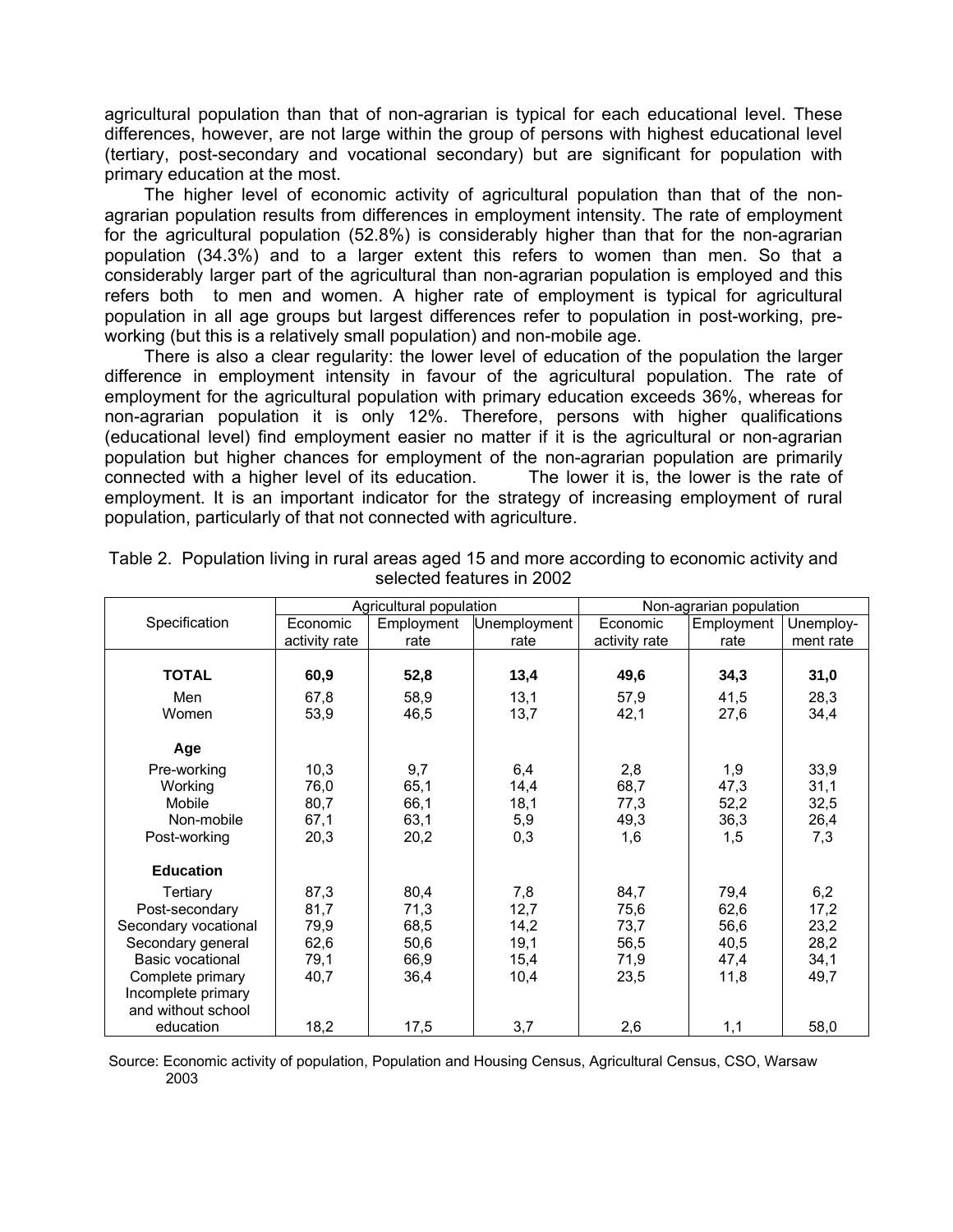agricultural population than that of non-agrarian is typical for each educational level. These differences, however, are not large within the group of persons with highest educational level (tertiary, post-secondary and vocational secondary) but are significant for population with primary education at the most.

The higher level of economic activity of agricultural population than that of the non-agrarian population results from differences in employment intensity. The rate of employment for the agricultural population (52.8%) is considerably higher than that for the non-agrarian population (34.3%) and to a larger extent this refers to women than men. So that a considerably larger part of the agricultural than non-agrarian population is employed and this refers both to men and women. A higher rate of employment is typical for agricultural population in all age groups but largest differences refer to population in post-working, pre-working (but this is a relatively small population) and non-mobile age.

There is also a clear regularity: the lower level of education of the population the larger difference in employment intensity in favour of the agricultural population. The rate of employment for the agricultural population with primary education exceeds 36%, whereas for non-agrarian population it is only 12%. Therefore, persons with higher qualifications (educational level) find employment easier no matter if it is the agricultural or non-agrarian population but higher chances for employment of the non-agrarian population are primarily connected with a higher level of its education. The lower it is, the lower is the rate of employment. It is an important indicator for the strategy of increasing employment of rural population, particularly of that not connected with agriculture.

Table 2. Population living in rural areas aged 15 and more according to economic activity and selected features in 2002

| Specification | Agricultural population | | | Non-agrarian population | | |
|---|---|---|---|---|---|---|
| | Economic activity rate | Employment rate | Unemployment rate | Economic activity rate | Employment rate | Unemploy-ment rate |
| **TOTAL** | **60,9** | **52,8** | **13,4** | **49,6** | **34,3** | **31,0** |
| Men | 67,8 | 58,9 | 13,1 | 57,9 | 41,5 | 28,3 |
| Women | 53,9 | 46,5 | 13,7 | 42,1 | 27,6 | 34,4 |
| **Age** | | | | | | |
| Pre-working | 10,3 | 9,7 | 6,4 | 2,8 | 1,9 | 33,9 |
| Working | 76,0 | 65,1 | 14,4 | 68,7 | 47,3 | 31,1 |
| Mobile | 80,7 | 66,1 | 18,1 | 77,3 | 52,2 | 32,5 |
| Non-mobile | 67,1 | 63,1 | 5,9 | 49,3 | 36,3 | 26,4 |
| Post-working | 20,3 | 20,2 | 0,3 | 1,6 | 1,5 | 7,3 |
| **Education** | | | | | | |
| Tertiary | 87,3 | 80,4 | 7,8 | 84,7 | 79,4 | 6,2 |
| Post-secondary | 81,7 | 71,3 | 12,7 | 75,6 | 62,6 | 17,2 |
| Secondary vocational | 79,9 | 68,5 | 14,2 | 73,7 | 56,6 | 23,2 |
| Secondary general | 62,6 | 50,6 | 19,1 | 56,5 | 40,5 | 28,2 |
| Basic vocational | 79,1 | 66,9 | 15,4 | 71,9 | 47,4 | 34,1 |
| Complete primary | 40,7 | 36,4 | 10,4 | 23,5 | 11,8 | 49,7 |
| Incomplete primary and without school education | 18,2 | 17,5 | 3,7 | 2,6 | 1,1 | 58,0 |

Source: Economic activity of population, Population and Housing Census, Agricultural Census, CSO, Warsaw 2003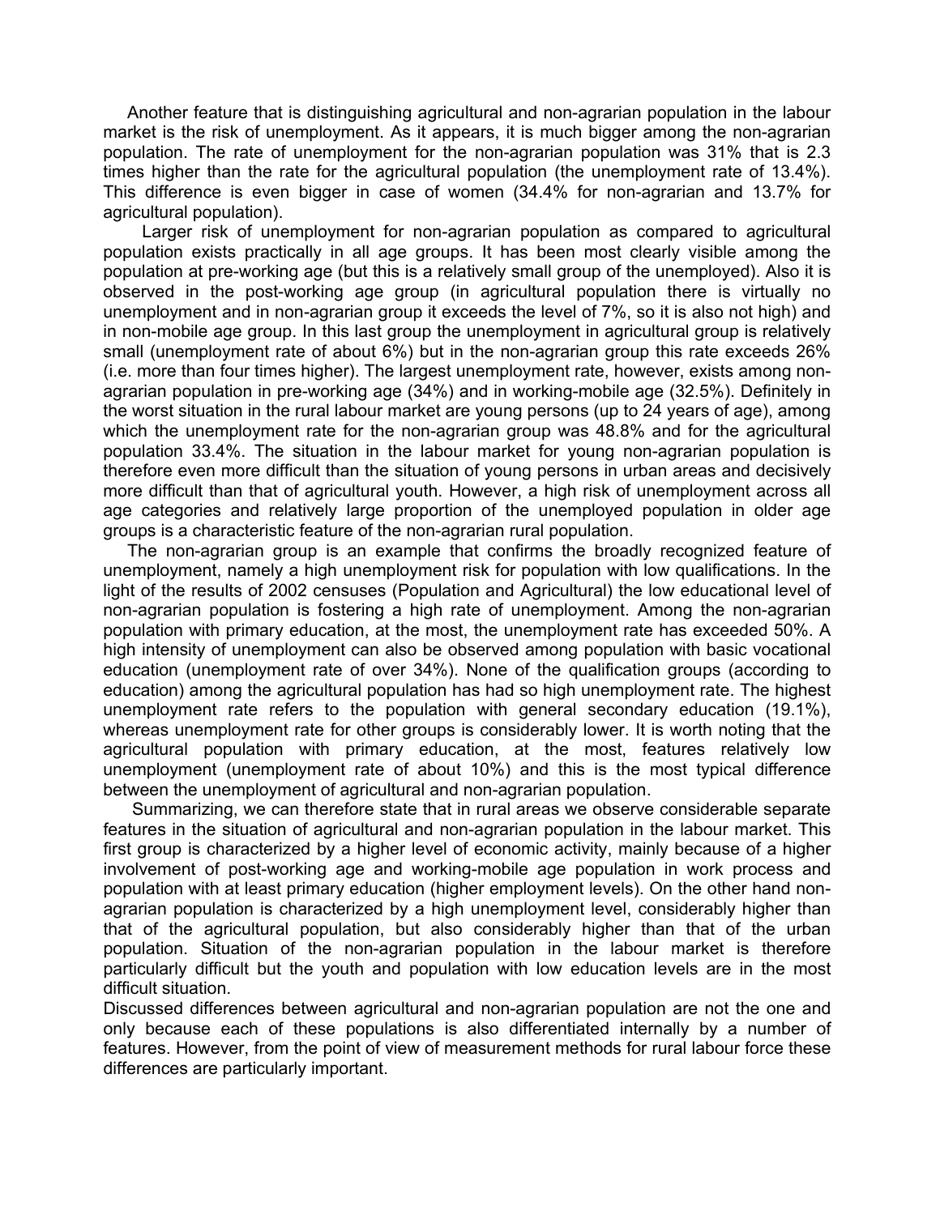Another feature that is distinguishing agricultural and non-agrarian population in the labour market is the risk of unemployment. As it appears, it is much bigger among the non-agrarian population. The rate of unemployment for the non-agrarian population was 31% that is 2.3 times higher than the rate for the agricultural population (the unemployment rate of 13.4%). This difference is even bigger in case of women (34.4% for non-agrarian and 13.7% for agricultural population).

Larger risk of unemployment for non-agrarian population as compared to agricultural population exists practically in all age groups. It has been most clearly visible among the population at pre-working age (but this is a relatively small group of the unemployed). Also it is observed in the post-working age group (in agricultural population there is virtually no unemployment and in non-agrarian group it exceeds the level of 7%, so it is also not high) and in non-mobile age group. In this last group the unemployment in agricultural group is relatively small (unemployment rate of about 6%) but in the non-agrarian group this rate exceeds 26% (i.e. more than four times higher). The largest unemployment rate, however, exists among non-agrarian population in pre-working age (34%) and in working-mobile age (32.5%). Definitely in the worst situation in the rural labour market are young persons (up to 24 years of age), among which the unemployment rate for the non-agrarian group was 48.8% and for the agricultural population 33.4%. The situation in the labour market for young non-agrarian population is therefore even more difficult than the situation of young persons in urban areas and decisively more difficult than that of agricultural youth. However, a high risk of unemployment across all age categories and relatively large proportion of the unemployed population in older age groups is a characteristic feature of the non-agrarian rural population.

The non-agrarian group is an example that confirms the broadly recognized feature of unemployment, namely a high unemployment risk for population with low qualifications. In the light of the results of 2002 censuses (Population and Agricultural) the low educational level of non-agrarian population is fostering a high rate of unemployment. Among the non-agrarian population with primary education, at the most, the unemployment rate has exceeded 50%. A high intensity of unemployment can also be observed among population with basic vocational education (unemployment rate of over 34%). None of the qualification groups (according to education) among the agricultural population has had so high unemployment rate. The highest unemployment rate refers to the population with general secondary education (19.1%), whereas unemployment rate for other groups is considerably lower. It is worth noting that the agricultural population with primary education, at the most, features relatively low unemployment (unemployment rate of about 10%) and this is the most typical difference between the unemployment of agricultural and non-agrarian population.

Summarizing, we can therefore state that in rural areas we observe considerable separate features in the situation of agricultural and non-agrarian population in the labour market. This first group is characterized by a higher level of economic activity, mainly because of a higher involvement of post-working age and working-mobile age population in work process and population with at least primary education (higher employment levels). On the other hand non-agrarian population is characterized by a high unemployment level, considerably higher than that of the agricultural population, but also considerably higher than that of the urban population. Situation of the non-agrarian population in the labour market is therefore particularly difficult but the youth and population with low education levels are in the most difficult situation.

Discussed differences between agricultural and non-agrarian population are not the one and only because each of these populations is also differentiated internally by a number of features. However, from the point of view of measurement methods for rural labour force these differences are particularly important.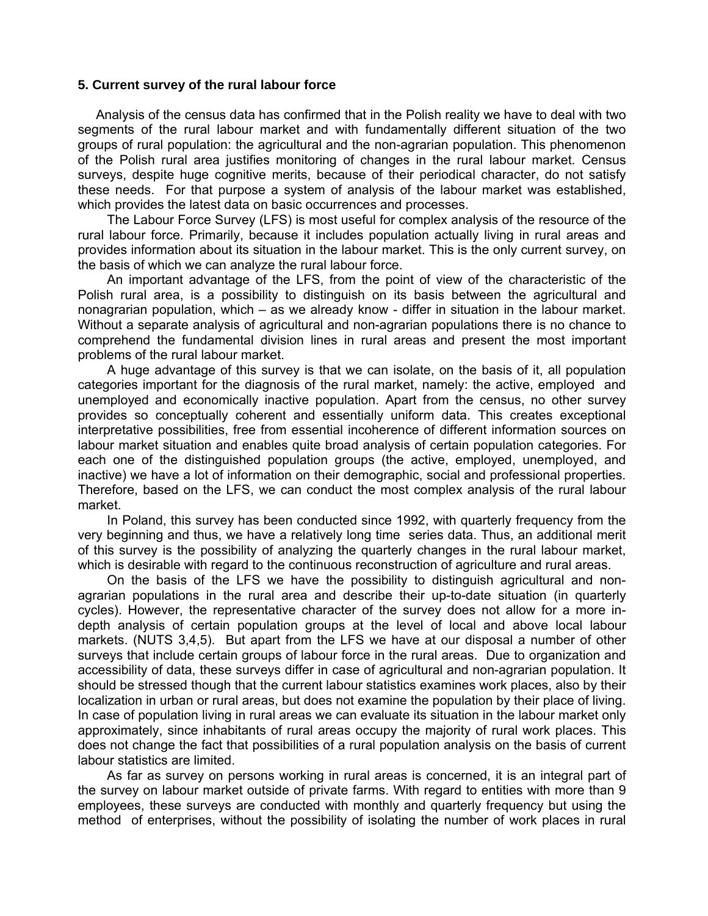### 5. Current survey of the rural labour force

Analysis of the census data has confirmed that in the Polish reality we have to deal with two segments of the rural labour market and with fundamentally different situation of the two groups of rural population: the agricultural and the non-agrarian population. This phenomenon of the Polish rural area justifies monitoring of changes in the rural labour market. Census surveys, despite huge cognitive merits, because of their periodical character, do not satisfy these needs. For that purpose a system of analysis of the labour market was established, which provides the latest data on basic occurrences and processes.

The Labour Force Survey (LFS) is most useful for complex analysis of the resource of the rural labour force. Primarily, because it includes population actually living in rural areas and provides information about its situation in the labour market. This is the only current survey, on the basis of which we can analyze the rural labour force.

An important advantage of the LFS, from the point of view of the characteristic of the Polish rural area, is a possibility to distinguish on its basis between the agricultural and nonagrarian population, which – as we already know - differ in situation in the labour market. Without a separate analysis of agricultural and non-agrarian populations there is no chance to comprehend the fundamental division lines in rural areas and present the most important problems of the rural labour market.

A huge advantage of this survey is that we can isolate, on the basis of it, all population categories important for the diagnosis of the rural market, namely: the active, employed and unemployed and economically inactive population. Apart from the census, no other survey provides so conceptually coherent and essentially uniform data. This creates exceptional interpretative possibilities, free from essential incoherence of different information sources on labour market situation and enables quite broad analysis of certain population categories. For each one of the distinguished population groups (the active, employed, unemployed, and inactive) we have a lot of information on their demographic, social and professional properties. Therefore, based on the LFS, we can conduct the most complex analysis of the rural labour market.

In Poland, this survey has been conducted since 1992, with quarterly frequency from the very beginning and thus, we have a relatively long time series data. Thus, an additional merit of this survey is the possibility of analyzing the quarterly changes in the rural labour market, which is desirable with regard to the continuous reconstruction of agriculture and rural areas.

On the basis of the LFS we have the possibility to distinguish agricultural and non-agrarian populations in the rural area and describe their up-to-date situation (in quarterly cycles). However, the representative character of the survey does not allow for a more in-depth analysis of certain population groups at the level of local and above local labour markets. (NUTS 3,4,5). But apart from the LFS we have at our disposal a number of other surveys that include certain groups of labour force in the rural areas. Due to organization and accessibility of data, these surveys differ in case of agricultural and non-agrarian population. It should be stressed though that the current labour statistics examines work places, also by their localization in urban or rural areas, but does not examine the population by their place of living. In case of population living in rural areas we can evaluate its situation in the labour market only approximately, since inhabitants of rural areas occupy the majority of rural work places. This does not change the fact that possibilities of a rural population analysis on the basis of current labour statistics are limited.

As far as survey on persons working in rural areas is concerned, it is an integral part of the survey on labour market outside of private farms. With regard to entities with more than 9 employees, these surveys are conducted with monthly and quarterly frequency but using the method of enterprises, without the possibility of isolating the number of work places in rural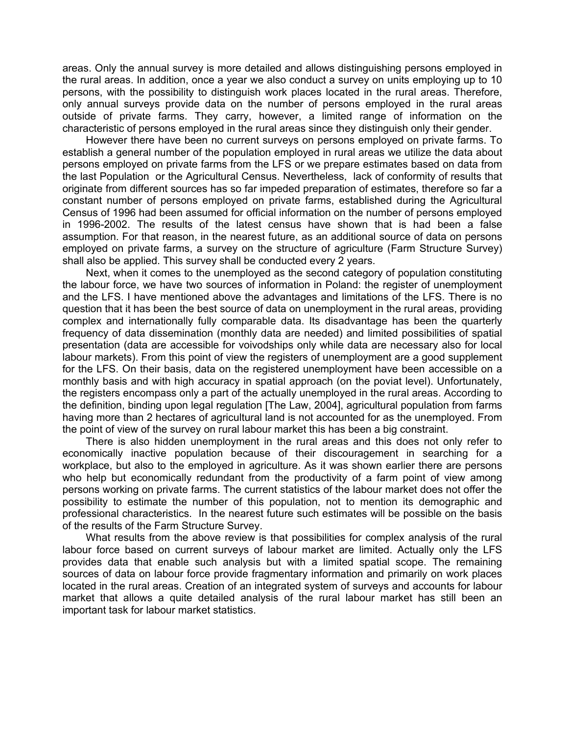areas. Only the annual survey is more detailed and allows distinguishing persons employed in the rural areas. In addition, once a year we also conduct a survey on units employing up to 10 persons, with the possibility to distinguish work places located in the rural areas. Therefore, only annual surveys provide data on the number of persons employed in the rural areas outside of private farms. They carry, however, a limited range of information on the characteristic of persons employed in the rural areas since they distinguish only their gender.

However there have been no current surveys on persons employed on private farms. To establish a general number of the population employed in rural areas we utilize the data about persons employed on private farms from the LFS or we prepare estimates based on data from the last Population or the Agricultural Census. Nevertheless, lack of conformity of results that originate from different sources has so far impeded preparation of estimates, therefore so far a constant number of persons employed on private farms, established during the Agricultural Census of 1996 had been assumed for official information on the number of persons employed in 1996-2002. The results of the latest census have shown that is had been a false assumption. For that reason, in the nearest future, as an additional source of data on persons employed on private farms, a survey on the structure of agriculture (Farm Structure Survey) shall also be applied. This survey shall be conducted every 2 years.

Next, when it comes to the unemployed as the second category of population constituting the labour force, we have two sources of information in Poland: the register of unemployment and the LFS. I have mentioned above the advantages and limitations of the LFS. There is no question that it has been the best source of data on unemployment in the rural areas, providing complex and internationally fully comparable data. Its disadvantage has been the quarterly frequency of data dissemination (monthly data are needed) and limited possibilities of spatial presentation (data are accessible for voivodships only while data are necessary also for local labour markets). From this point of view the registers of unemployment are a good supplement for the LFS. On their basis, data on the registered unemployment have been accessible on a monthly basis and with high accuracy in spatial approach (on the poviat level). Unfortunately, the registers encompass only a part of the actually unemployed in the rural areas. According to the definition, binding upon legal regulation [The Law, 2004], agricultural population from farms having more than 2 hectares of agricultural land is not accounted for as the unemployed. From the point of view of the survey on rural labour market this has been a big constraint.

There is also hidden unemployment in the rural areas and this does not only refer to economically inactive population because of their discouragement in searching for a workplace, but also to the employed in agriculture. As it was shown earlier there are persons who help but economically redundant from the productivity of a farm point of view among persons working on private farms. The current statistics of the labour market does not offer the possibility to estimate the number of this population, not to mention its demographic and professional characteristics. In the nearest future such estimates will be possible on the basis of the results of the Farm Structure Survey.

What results from the above review is that possibilities for complex analysis of the rural labour force based on current surveys of labour market are limited. Actually only the LFS provides data that enable such analysis but with a limited spatial scope. The remaining sources of data on labour force provide fragmentary information and primarily on work places located in the rural areas. Creation of an integrated system of surveys and accounts for labour market that allows a quite detailed analysis of the rural labour market has still been an important task for labour market statistics.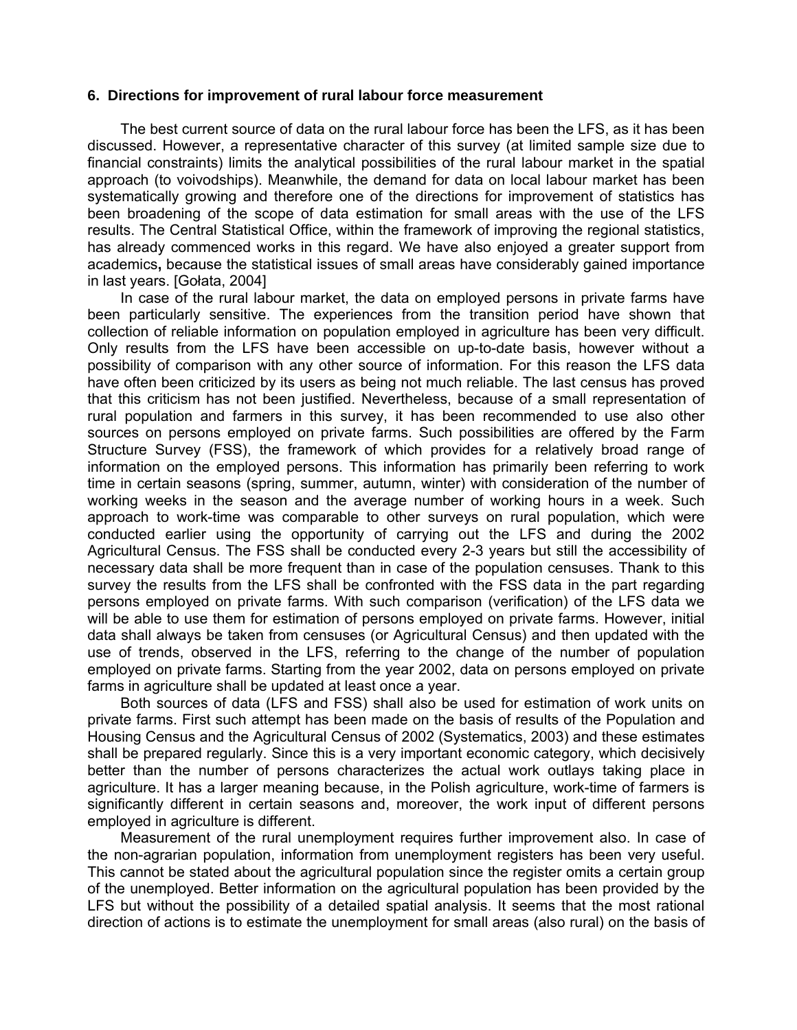### 6. Directions for improvement of rural labour force measurement

The best current source of data on the rural labour force has been the LFS, as it has been discussed. However, a representative character of this survey (at limited sample size due to financial constraints) limits the analytical possibilities of the rural labour market in the spatial approach (to voivodships). Meanwhile, the demand for data on local labour market has been systematically growing and therefore one of the directions for improvement of statistics has been broadening of the scope of data estimation for small areas with the use of the LFS results. The Central Statistical Office, within the framework of improving the regional statistics, has already commenced works in this regard. We have also enjoyed a greater support from academics**,** because the statistical issues of small areas have considerably gained importance in last years. [Gołata, 2004]

In case of the rural labour market, the data on employed persons in private farms have been particularly sensitive. The experiences from the transition period have shown that collection of reliable information on population employed in agriculture has been very difficult. Only results from the LFS have been accessible on up-to-date basis, however without a possibility of comparison with any other source of information. For this reason the LFS data have often been criticized by its users as being not much reliable. The last census has proved that this criticism has not been justified. Nevertheless, because of a small representation of rural population and farmers in this survey, it has been recommended to use also other sources on persons employed on private farms. Such possibilities are offered by the Farm Structure Survey (FSS), the framework of which provides for a relatively broad range of information on the employed persons. This information has primarily been referring to the number of work time in certain seasons (spring, summer, autumn, winter) with consideration of the number of working weeks in the season and the average number of working hours in a week. Such approach to work-time was comparable to other surveys on rural population, which were conducted earlier using the opportunity of carrying out the LFS and during the 2002 Agricultural Census. The FSS shall be conducted every 2-3 years but still the accessibility of necessary data shall be more frequent than in case of the population censuses. Thank to this survey the results from the LFS shall be confronted with the FSS data in the part regarding persons employed on private farms. With such comparison (verification) of the LFS data we will be able to use them for estimation of persons employed on private farms. However, initial data shall always be taken from censuses (or Agricultural Census) and then updated with the use of trends, observed in the LFS, referring to the change of the number of population employed on private farms. Starting from the year 2002, data on persons employed on private farms in agriculture shall be updated at least once a year.

Both sources of data (LFS and FSS) shall also be used for estimation of work units on private farms. First such attempt has been made on the basis of results of the Population and Housing Census and the Agricultural Census of 2002 (Systematics, 2003) and these estimates shall be prepared regularly. Since this is a very important economic category, which decisively better than the number of persons characterizes the actual work outlays taking place in agriculture. It has a larger meaning because, in the Polish agriculture, work-time of farmers is significantly different in certain seasons and, moreover, the work input of different persons employed in agriculture is different.

Measurement of the rural unemployment requires further improvement also. In case of the non-agrarian population, information from unemployment registers has been very useful. This cannot be stated about the agricultural population since the register omits a certain group of the unemployed. Better information on the agricultural population has been provided by the LFS but without the possibility of a detailed spatial analysis. It seems that the most rational direction of actions is to estimate the unemployment for small areas (also rural) on the basis of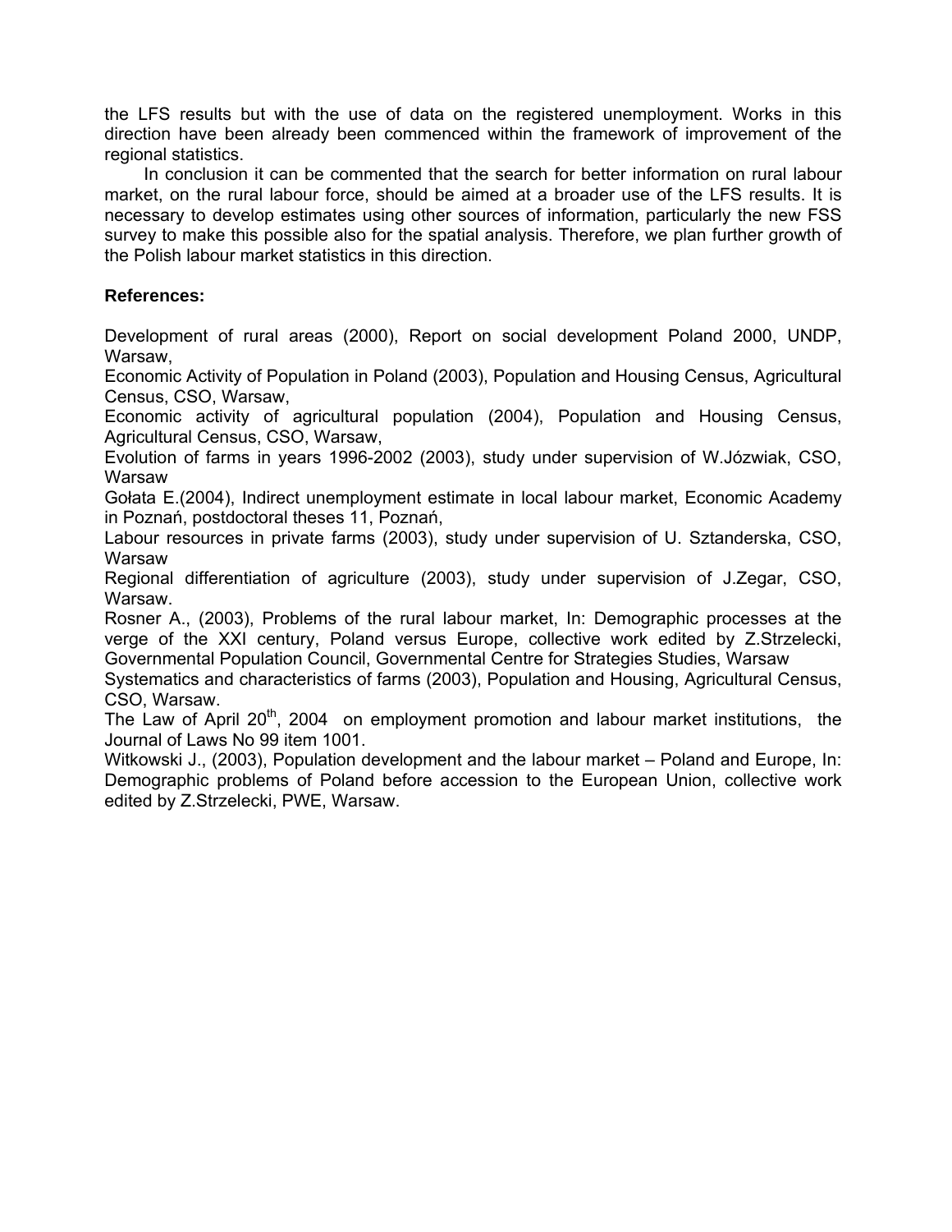the LFS results but with the use of data on the registered unemployment. Works in this direction have been already been commenced within the framework of improvement of the regional statistics.

In conclusion it can be commented that the search for better information on rural labour market, on the rural labour force, should be aimed at a broader use of the LFS results. It is necessary to develop estimates using other sources of information, particularly the new FSS survey to make this possible also for the spatial analysis. Therefore, we plan further growth of the Polish labour market statistics in this direction.

**References:**

Development of rural areas (2000), Report on social development Poland 2000, UNDP, Warsaw,

Economic Activity of Population in Poland (2003), Population and Housing Census, Agricultural Census, CSO, Warsaw,

Economic activity of agricultural population (2004), Population and Housing Census, Agricultural Census, CSO, Warsaw,

Evolution of farms in years 1996-2002 (2003), study under supervision of W.Józwiak, CSO, Warsaw

Gołata E.(2004), Indirect unemployment estimate in local labour market, Economic Academy in Poznań, postdoctoral theses 11, Poznań,

Labour resources in private farms (2003), study under supervision of U. Sztanderska, CSO, Warsaw

Regional differentiation of agriculture (2003), study under supervision of J.Zegar, CSO, Warsaw.

Rosner A., (2003), Problems of the rural labour market, In: Demographic processes at the verge of the XXI century, Poland versus Europe, collective work edited by Z.Strzelecki, Governmental Population Council, Governmental Centre for Strategies Studies, Warsaw

Systematics and characteristics of farms (2003), Population and Housing, Agricultural Census, CSO, Warsaw.

The Law of April 20th, 2004 on employment promotion and labour market institutions, the Journal of Laws No 99 item 1001.

Witkowski J., (2003), Population development and the labour market – Poland and Europe, In: Demographic problems of Poland before accession to the European Union, collective work edited by Z.Strzelecki, PWE, Warsaw.